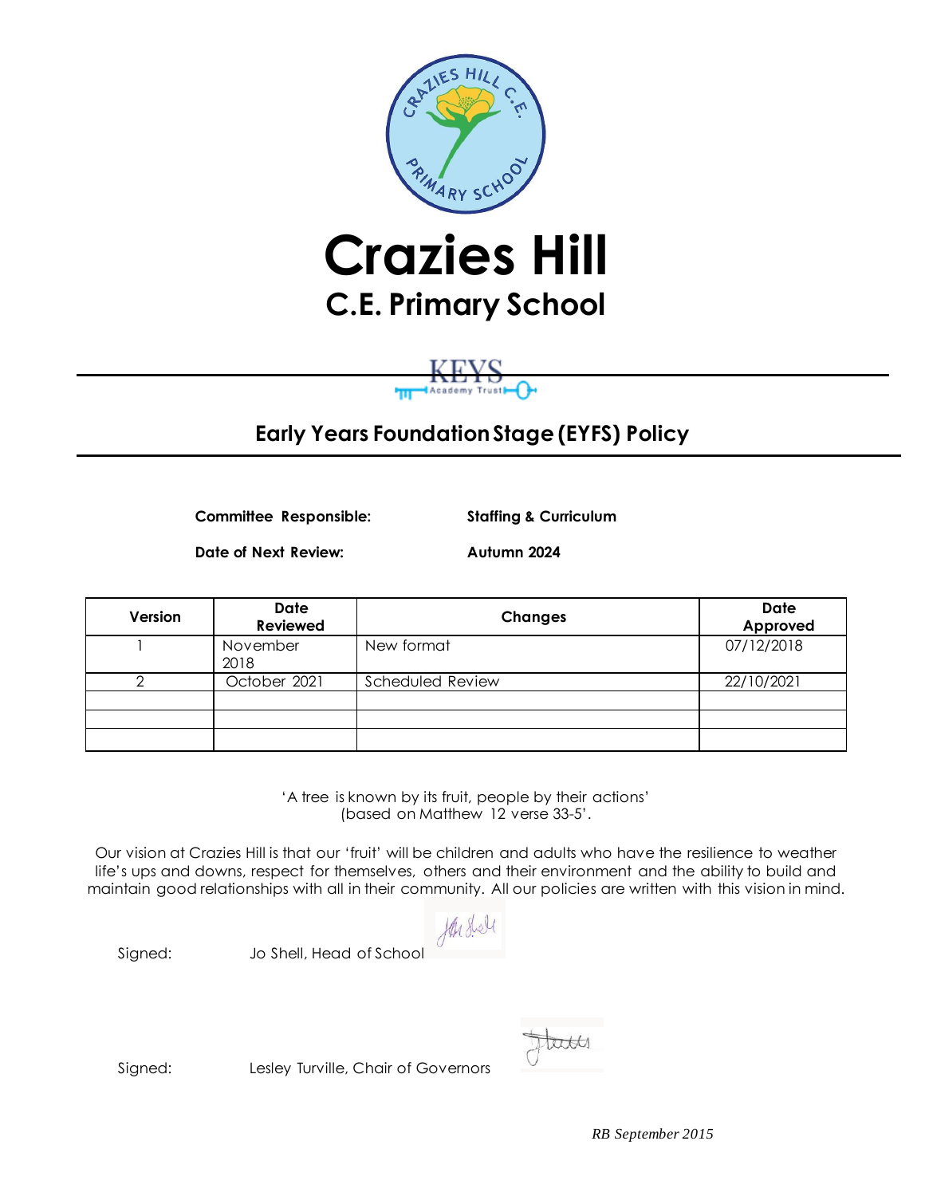# Crazies Hill

## C.E. Primary School

KEYS Academy Trust

## Early Years Foundation Stage (EYFS) Policy

**Committee Responsible:** **Staffing & Curriculum**

**Date of Next Review:** **Autumn 2024**

| Version | Date Reviewed | Changes | Date Approved |
|---|---|---|---|
| 1 | November 2018 | New format | 07/12/2018 |
| 2 | October 2021 | Scheduled Review | 22/10/2021 |
| | | | |
| | | | |
| | | | |

'A tree is known by its fruit, people by their actions'
(based on Matthew 12 verse 33-5'.

Our vision at Crazies Hill is that our 'fruit' will be children and adults who have the resilience to weather life's ups and downs, respect for themselves, others and their environment and the ability to build and maintain good relationships with all in their community. All our policies are written with this vision in mind.

Signed: Jo Shell, Head of School

Signed: Lesley Turville, Chair of Governors

*RB September 2015*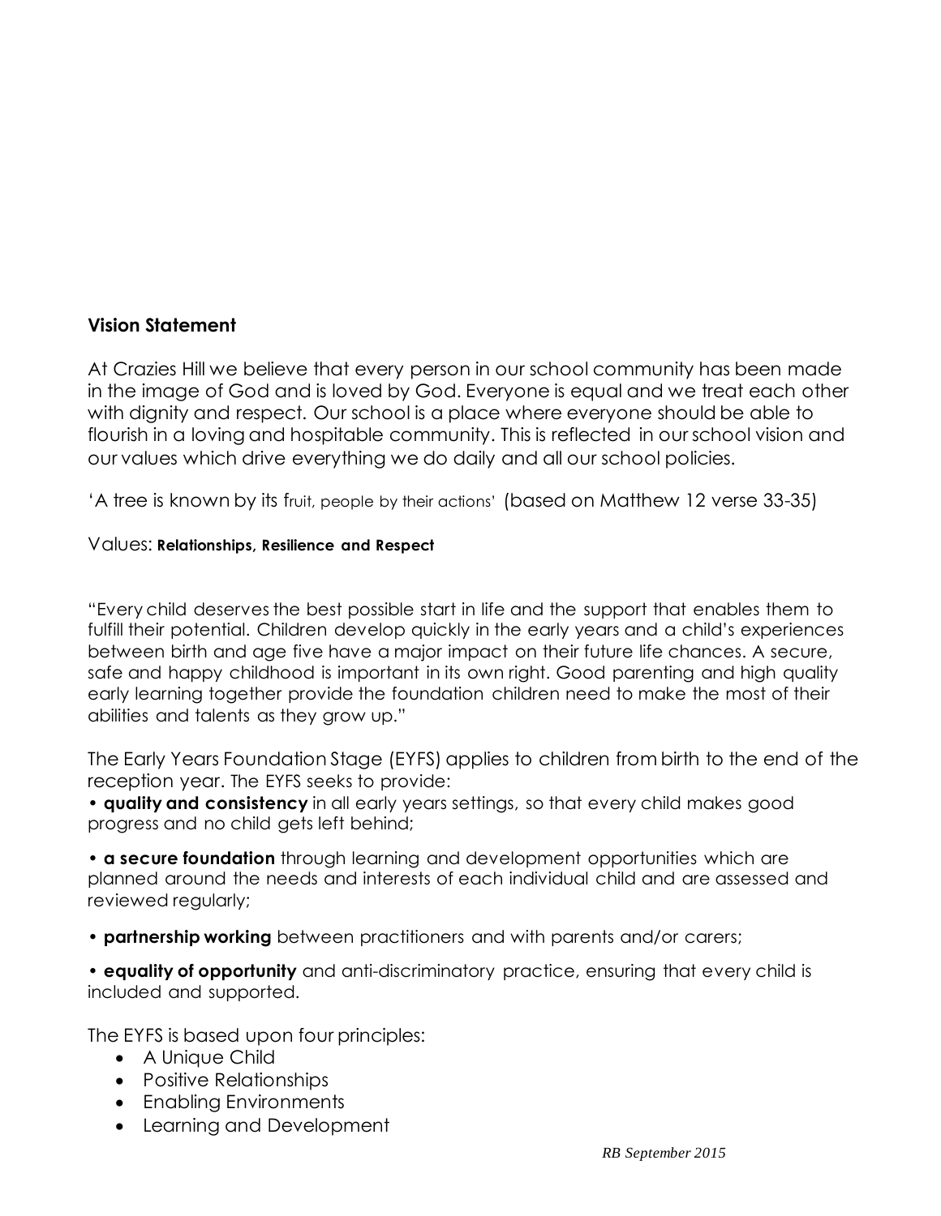**Vision Statement**

At Crazies Hill we believe that every person in our school community has been made in the image of God and is loved by God. Everyone is equal and we treat each other with dignity and respect. Our school is a place where everyone should be able to flourish in a loving and hospitable community. This is reflected in our school vision and our values which drive everything we do daily and all our school policies.

'A tree is known by its fruit, people by their actions' (based on Matthew 12 verse 33-35)

Values: **Relationships, Resilience and Respect**

"Every child deserves the best possible start in life and the support that enables them to fulfill their potential. Children develop quickly in the early years and a child's experiences between birth and age five have a major impact on their future life chances. A secure, safe and happy childhood is important in its own right. Good parenting and high quality early learning together provide the foundation children need to make the most of their abilities and talents as they grow up."

The Early Years Foundation Stage (EYFS) applies to children from birth to the end of the reception year. The EYFS seeks to provide:

• **quality and consistency** in all early years settings, so that every child makes good progress and no child gets left behind;

• **a secure foundation** through learning and development opportunities which are planned around the needs and interests of each individual child and are assessed and reviewed regularly;

• **partnership working** between practitioners and with parents and/or carers;

• **equality of opportunity** and anti-discriminatory practice, ensuring that every child is included and supported.

The EYFS is based upon four principles:

- A Unique Child
- Positive Relationships
- Enabling Environments
- Learning and Development

*RB September 2015*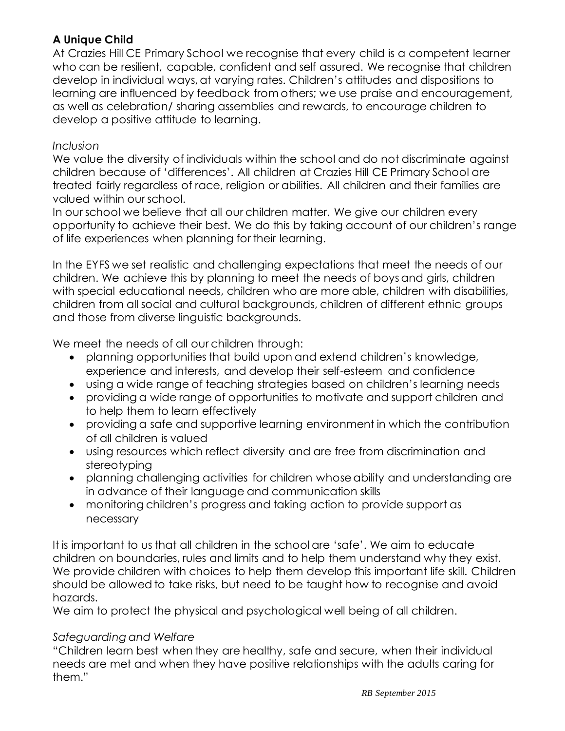**A Unique Child**

At Crazies Hill CE Primary School we recognise that every child is a competent learner who can be resilient, capable, confident and self assured. We recognise that children develop in individual ways, at varying rates. Children's attitudes and dispositions to learning are influenced by feedback from others; we use praise and encouragement, as well as celebration/ sharing assemblies and rewards, to encourage children to develop a positive attitude to learning.

*Inclusion*

We value the diversity of individuals within the school and do not discriminate against children because of 'differences'. All children at Crazies Hill CE Primary School are treated fairly regardless of race, religion or abilities. All children and their families are valued within our school.

In our school we believe that all our children matter. We give our children every opportunity to achieve their best. We do this by taking account of our children's range of life experiences when planning for their learning.

In the EYFS we set realistic and challenging expectations that meet the needs of our children. We achieve this by planning to meet the needs of boys and girls, children with special educational needs, children who are more able, children with disabilities, children from all social and cultural backgrounds, children of different ethnic groups and those from diverse linguistic backgrounds.

We meet the needs of all our children through:

- planning opportunities that build upon and extend children's knowledge, experience and interests, and develop their self-esteem and confidence
- using a wide range of teaching strategies based on children's learning needs
- providing a wide range of opportunities to motivate and support children and to help them to learn effectively
- providing a safe and supportive learning environment in which the contribution of all children is valued
- using resources which reflect diversity and are free from discrimination and stereotyping
- planning challenging activities for children whose ability and understanding are in advance of their language and communication skills
- monitoring children's progress and taking action to provide support as necessary

It is important to us that all children in the school are 'safe'. We aim to educate children on boundaries, rules and limits and to help them understand why they exist. We provide children with choices to help them develop this important life skill. Children should be allowed to take risks, but need to be taught how to recognise and avoid hazards.

We aim to protect the physical and psychological well being of all children.

*Safeguarding and Welfare*

"Children learn best when they are healthy, safe and secure, when their individual needs are met and when they have positive relationships with the adults caring for them."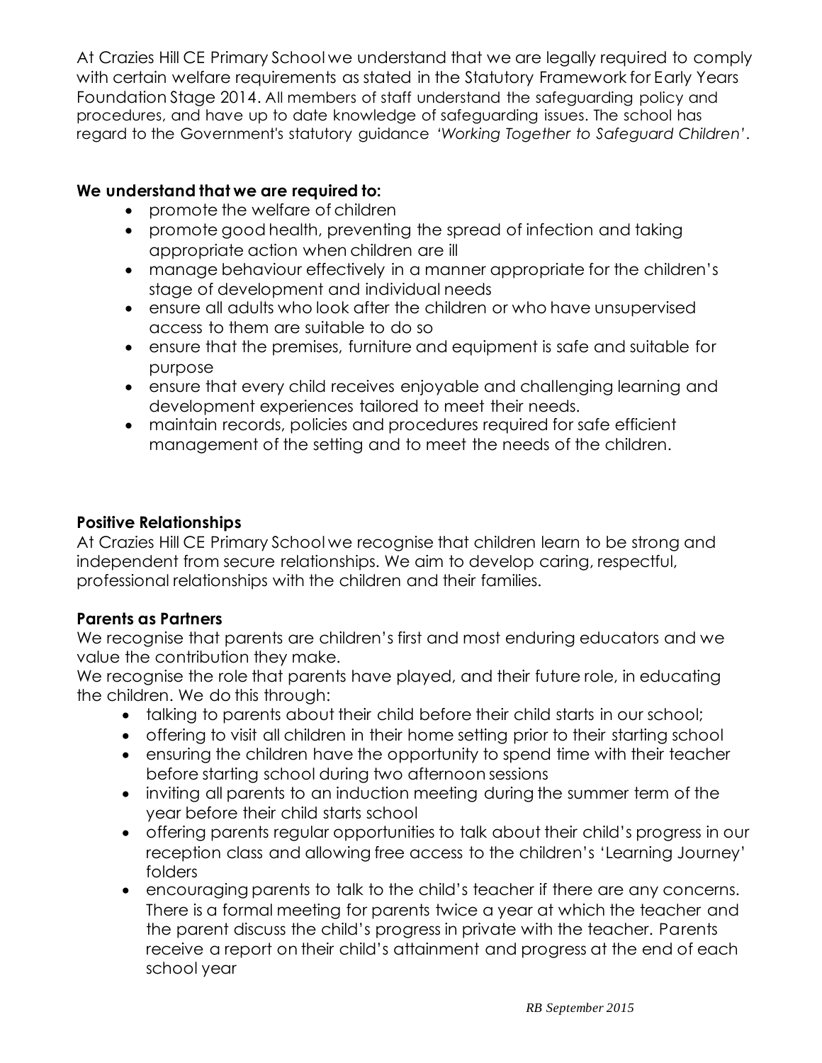At Crazies Hill CE Primary School we understand that we are legally required to comply with certain welfare requirements as stated in the Statutory Framework for Early Years Foundation Stage 2014. All members of staff understand the safeguarding policy and procedures, and have up to date knowledge of safeguarding issues. The school has regard to the Government's statutory guidance *'Working Together to Safeguard Children'*.

**We understand that we are required to:**

- promote the welfare of children
- promote good health, preventing the spread of infection and taking appropriate action when children are ill
- manage behaviour effectively in a manner appropriate for the children's stage of development and individual needs
- ensure all adults who look after the children or who have unsupervised access to them are suitable to do so
- ensure that the premises, furniture and equipment is safe and suitable for purpose
- ensure that every child receives enjoyable and challenging learning and development experiences tailored to meet their needs.
- maintain records, policies and procedures required for safe efficient management of the setting and to meet the needs of the children.

**Positive Relationships**

At Crazies Hill CE Primary School we recognise that children learn to be strong and independent from secure relationships. We aim to develop caring, respectful, professional relationships with the children and their families.

**Parents as Partners**

We recognise that parents are children's first and most enduring educators and we value the contribution they make.

We recognise the role that parents have played, and their future role, in educating the children. We do this through:

- talking to parents about their child before their child starts in our school;
- offering to visit all children in their home setting prior to their starting school
- ensuring the children have the opportunity to spend time with their teacher before starting school during two afternoon sessions
- inviting all parents to an induction meeting during the summer term of the year before their child starts school
- offering parents regular opportunities to talk about their child's progress in our reception class and allowing free access to the children's 'Learning Journey' folders
- encouraging parents to talk to the child's teacher if there are any concerns. There is a formal meeting for parents twice a year at which the teacher and the parent discuss the child's progress in private with the teacher. Parents receive a report on their child's attainment and progress at the end of each school year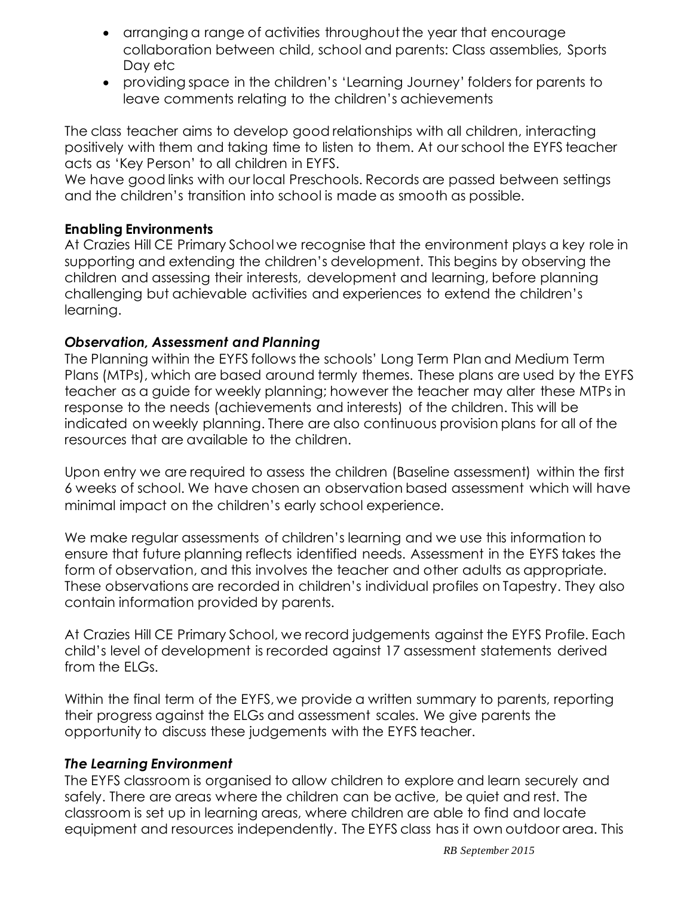- arranging a range of activities throughout the year that encourage collaboration between child, school and parents: Class assemblies, Sports Day etc
- providing space in the children's 'Learning Journey' folders for parents to leave comments relating to the children's achievements

The class teacher aims to develop good relationships with all children, interacting positively with them and taking time to listen to them. At our school the EYFS teacher acts as 'Key Person' to all children in EYFS.
We have good links with our local Preschools. Records are passed between settings and the children's transition into school is made as smooth as possible.

**Enabling Environments**
At Crazies Hill CE Primary School we recognise that the environment plays a key role in supporting and extending the children's development. This begins by observing the children and assessing their interests, development and learning, before planning challenging but achievable activities and experiences to extend the children's learning.

***Observation, Assessment and Planning***
The Planning within the EYFS follows the schools' Long Term Plan and Medium Term Plans (MTPs), which are based around termly themes. These plans are used by the EYFS teacher as a guide for weekly planning; however the teacher may alter these MTPs in response to the needs (achievements and interests) of the children. This will be indicated on weekly planning. There are also continuous provision plans for all of the resources that are available to the children.

Upon entry we are required to assess the children (Baseline assessment) within the first 6 weeks of school. We have chosen an observation based assessment which will have minimal impact on the children's early school experience.

We make regular assessments of children's learning and we use this information to ensure that future planning reflects identified needs. Assessment in the EYFS takes the form of observation, and this involves the teacher and other adults as appropriate. These observations are recorded in children's individual profiles on Tapestry. They also contain information provided by parents.

At Crazies Hill CE Primary School, we record judgements against the EYFS Profile. Each child's level of development is recorded against 17 assessment statements derived from the ELGs.

Within the final term of the EYFS, we provide a written summary to parents, reporting their progress against the ELGs and assessment scales. We give parents the opportunity to discuss these judgements with the EYFS teacher.

***The Learning Environment***
The EYFS classroom is organised to allow children to explore and learn securely and safely. There are areas where the children can be active, be quiet and rest. The classroom is set up in learning areas, where children are able to find and locate equipment and resources independently. The EYFS class has it own outdoor area. This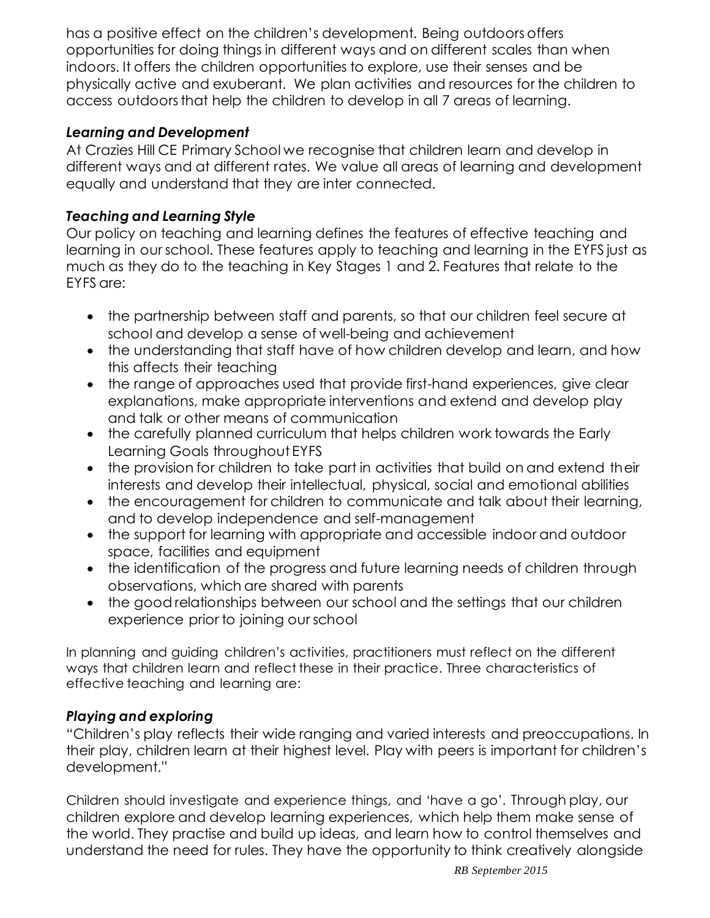has a positive effect on the children's development. Being outdoors offers opportunities for doing things in different ways and on different scales than when indoors. It offers the children opportunities to explore, use their senses and be physically active and exuberant. We plan activities and resources for the children to access outdoors that help the children to develop in all 7 areas of learning.

### *Learning and Development*

At Crazies Hill CE Primary School we recognise that children learn and develop in different ways and at different rates. We value all areas of learning and development equally and understand that they are inter connected.

### *Teaching and Learning Style*

Our policy on teaching and learning defines the features of effective teaching and learning in our school. These features apply to teaching and learning in the EYFS just as much as they do to the teaching in Key Stages 1 and 2. Features that relate to the EYFS are:

- the partnership between staff and parents, so that our children feel secure at school and develop a sense of well-being and achievement
- the understanding that staff have of how children develop and learn, and how this affects their teaching
- the range of approaches used that provide first-hand experiences, give clear explanations, make appropriate interventions and extend and develop play and talk or other means of communication
- the carefully planned curriculum that helps children work towards the Early Learning Goals throughout EYFS
- the provision for children to take part in activities that build on and extend their interests and develop their intellectual, physical, social and emotional abilities
- the encouragement for children to communicate and talk about their learning, and to develop independence and self-management
- the support for learning with appropriate and accessible indoor and outdoor space, facilities and equipment
- the identification of the progress and future learning needs of children through observations, which are shared with parents
- the good relationships between our school and the settings that our children experience prior to joining our school

In planning and guiding children's activities, practitioners must reflect on the different ways that children learn and reflect these in their practice. Three characteristics of effective teaching and learning are:

### *Playing and exploring*

"Children's play reflects their wide ranging and varied interests and preoccupations. In their play, children learn at their highest level. Play with peers is important for children's development."

Children should investigate and experience things, and 'have a go'. Through play, our children explore and develop learning experiences, which help them make sense of the world. They practise and build up ideas, and learn how to control themselves and understand the need for rules. They have the opportunity to think creatively alongside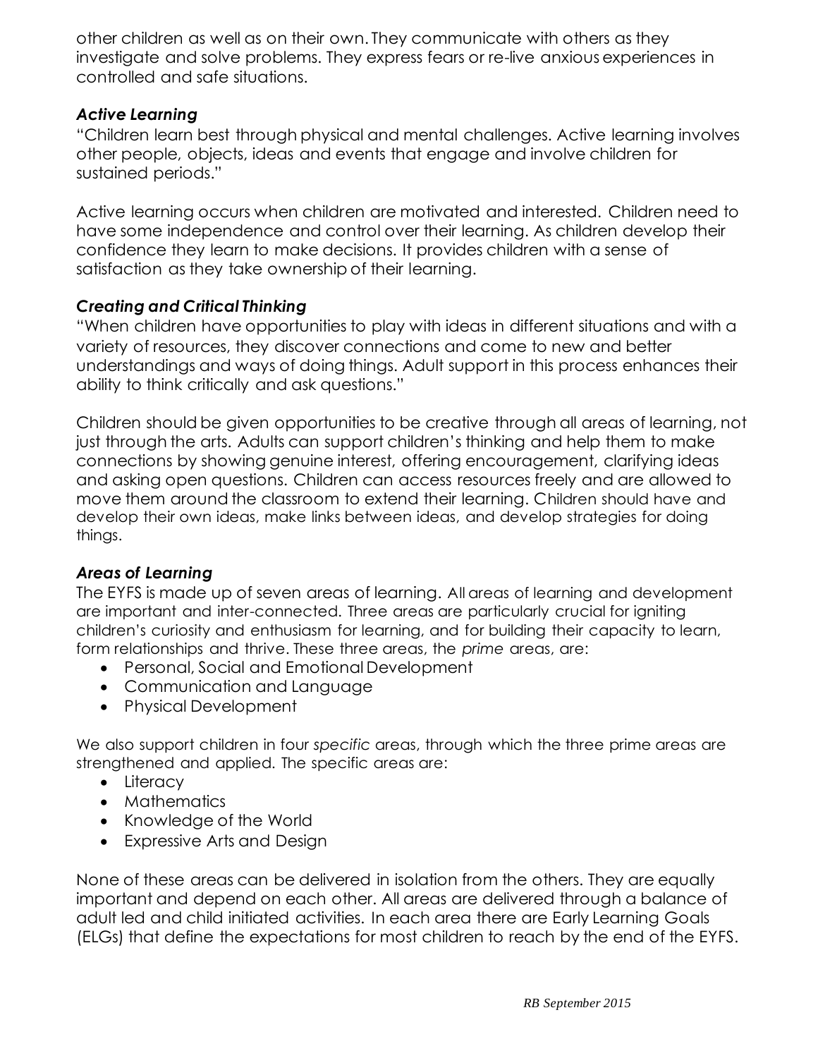other children as well as on their own. They communicate with others as they investigate and solve problems. They express fears or re-live anxious experiences in controlled and safe situations.

### *Active Learning*

"Children learn best through physical and mental challenges. Active learning involves other people, objects, ideas and events that engage and involve children for sustained periods."

Active learning occurs when children are motivated and interested. Children need to have some independence and control over their learning. As children develop their confidence they learn to make decisions. It provides children with a sense of satisfaction as they take ownership of their learning.

### *Creating and Critical Thinking*

"When children have opportunities to play with ideas in different situations and with a variety of resources, they discover connections and come to new and better understandings and ways of doing things. Adult support in this process enhances their ability to think critically and ask questions."

Children should be given opportunities to be creative through all areas of learning, not just through the arts. Adults can support children's thinking and help them to make connections by showing genuine interest, offering encouragement, clarifying ideas and asking open questions. Children can access resources freely and are allowed to move them around the classroom to extend their learning. Children should have and develop their own ideas, make links between ideas, and develop strategies for doing things.

### *Areas of Learning*

The EYFS is made up of seven areas of learning. All areas of learning and development are important and inter-connected. Three areas are particularly crucial for igniting children's curiosity and enthusiasm for learning, and for building their capacity to learn, form relationships and thrive. These three areas, the *prime* areas, are:

- Personal, Social and Emotional Development
- Communication and Language
- Physical Development

We also support children in four *specific* areas, through which the three prime areas are strengthened and applied. The specific areas are:

- Literacy
- Mathematics
- Knowledge of the World
- Expressive Arts and Design

None of these areas can be delivered in isolation from the others. They are equally important and depend on each other. All areas are delivered through a balance of adult led and child initiated activities. In each area there are Early Learning Goals (ELGs) that define the expectations for most children to reach by the end of the EYFS.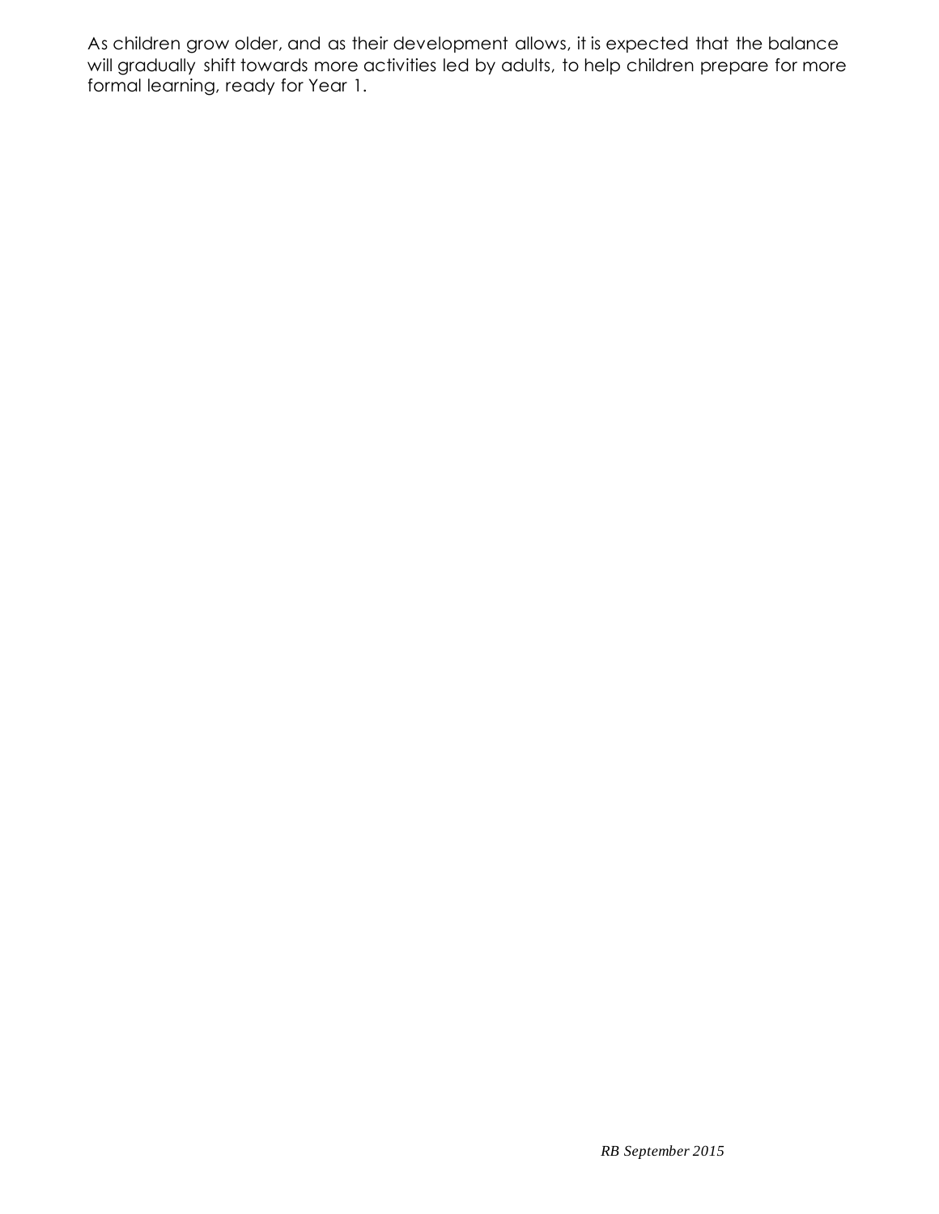As children grow older, and as their development allows, it is expected that the balance will gradually shift towards more activities led by adults, to help children prepare for more formal learning, ready for Year 1.

*RB September 2015*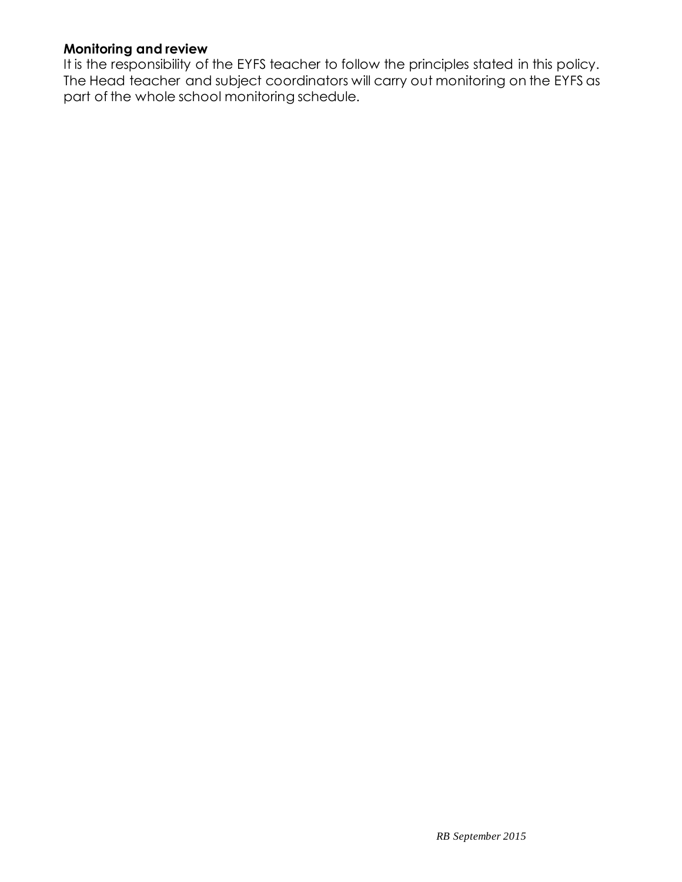**Monitoring and review**

It is the responsibility of the EYFS teacher to follow the principles stated in this policy. The Head teacher and subject coordinators will carry out monitoring on the EYFS as part of the whole school monitoring schedule.

*RB September 2015*